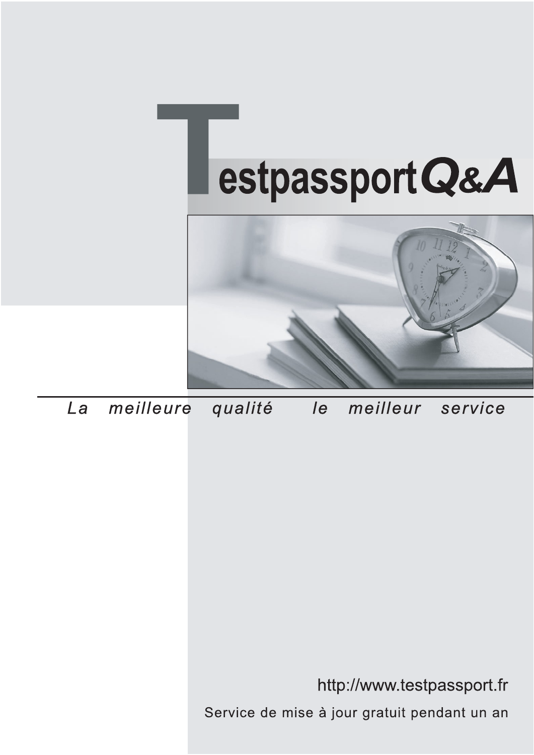# Testpassport Q&A

*La meilleure qualité le meilleur service*

http://www.testpassport.fr

Service de mise à jour gratuit pendant un an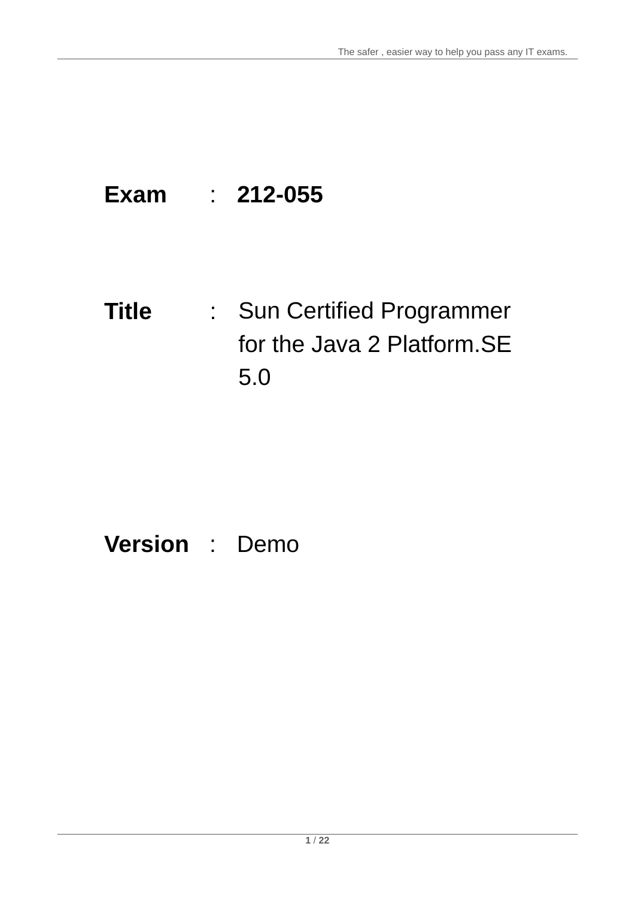**Exam** : **212-055**

**Title** : Sun Certified Programmer for the Java 2 Platform.SE 5.0

**Version** : Demo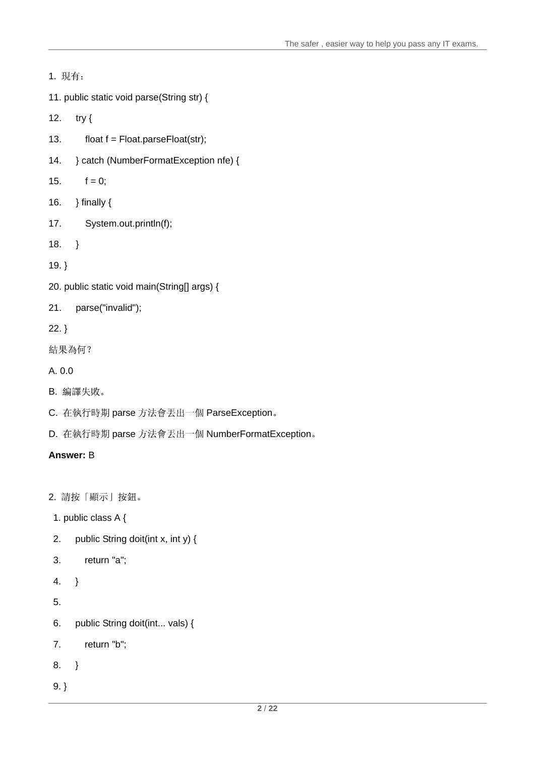1. 現有：

```
11. public static void parse(String str) {
12.     try {
13.         float f = Float.parseFloat(str);
14.     } catch (NumberFormatException nfe) {
15.         f = 0;
16.     } finally {
17.         System.out.println(f);
18.     }
19. }
20. public static void main(String[] args) {
21.     parse("invalid");
22. }
```

結果為何？

A. 0.0

B. 編譯失敗。

C. 在執行時期 parse 方法會丟出一個 ParseException。

D. 在執行時期 parse 方法會丟出一個 NumberFormatException。

**Answer:** B

2. 請按「顯示」按鈕。

```
 1. public class A {
 2.     public String doit(int x, int y) {
 3.         return "a";
 4.     }
 5.
 6.     public String doit(int... vals) {
 7.         return "b";
 8.     }
 9. }
```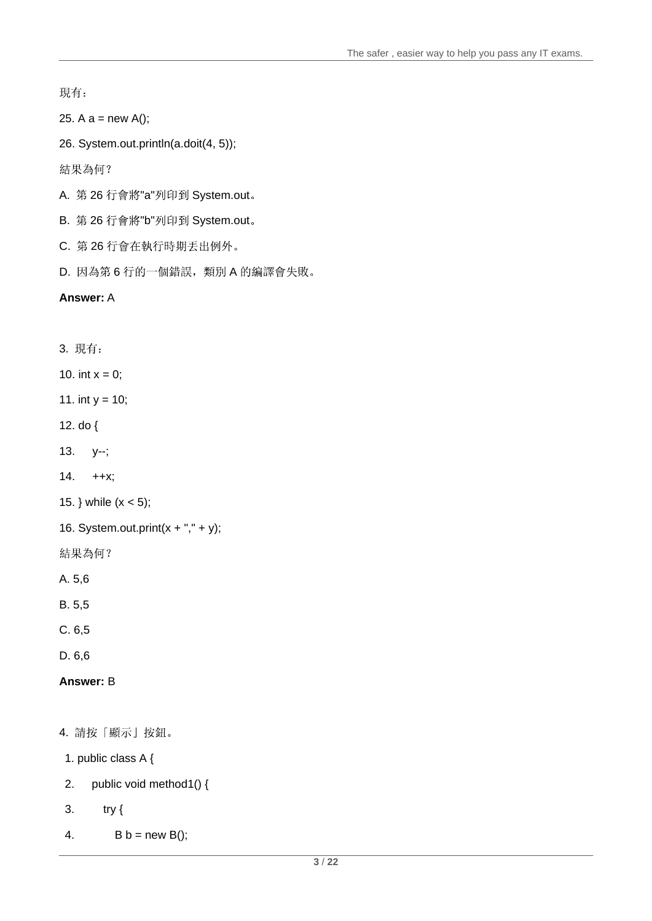現有：

25. A a = new A();

26. System.out.println(a.doit(4, 5));

結果為何？

A. 第 26 行會將"a"列印到 System.out。

B. 第 26 行會將"b"列印到 System.out。

C. 第 26 行會在執行時期丟出例外。

D. 因為第 6 行的一個錯誤，類別 A 的編譯會失敗。

**Answer:** A

3. 現有：

```
10. int x = 0;
11. int y = 10;
12. do {
13.     y--;
14.     ++x;
15. } while (x < 5);
16. System.out.print(x + "," + y);
```

結果為何？

A. 5,6

B. 5,5

C. 6,5

D. 6,6

**Answer:** B

4. 請按「顯示」按鈕。

```
1. public class A {
2.     public void method1() {
3.         try {
4.             B b = new B();
```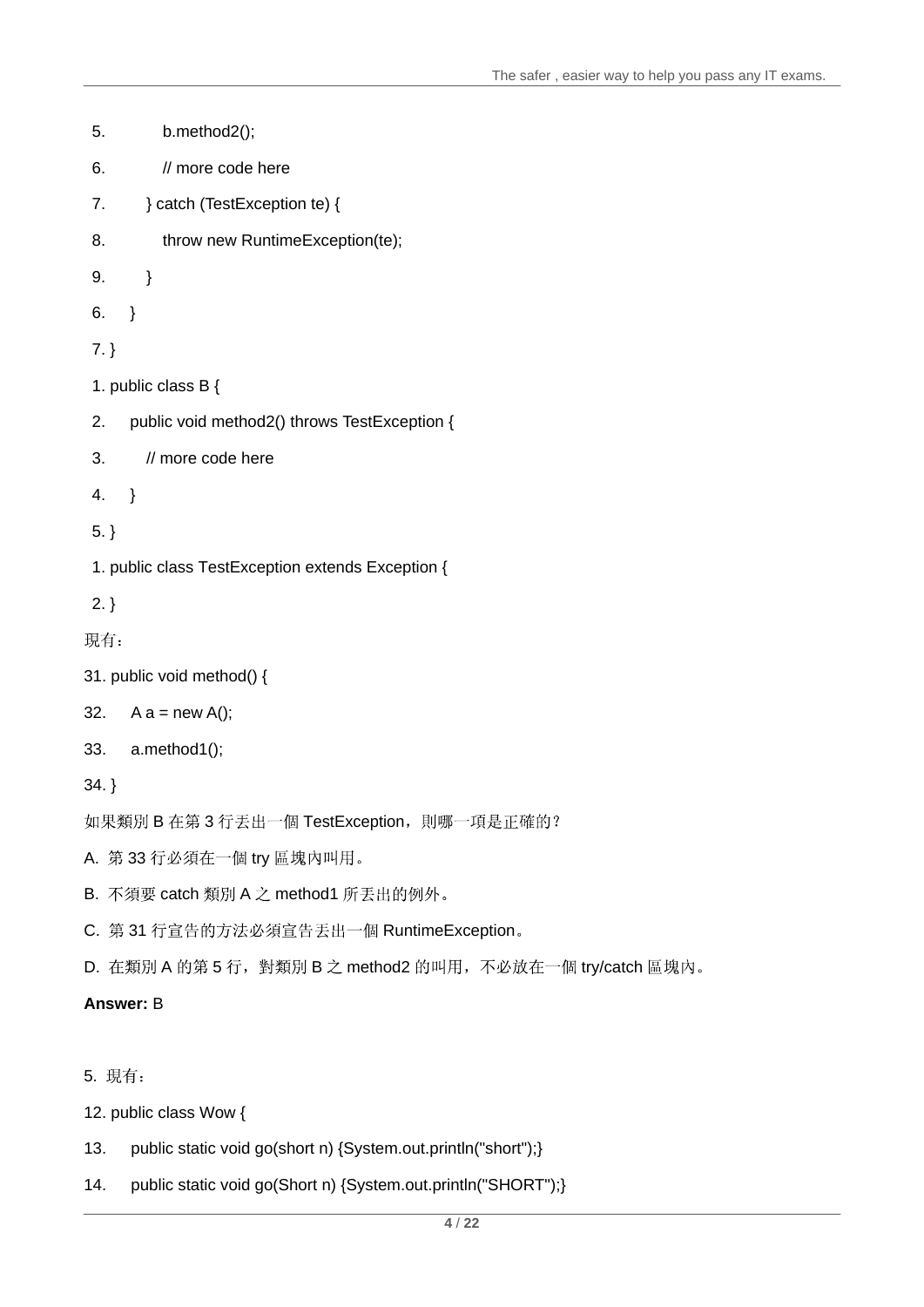```
5.        b.method2();
6.        // more code here
7.     } catch (TestException te) {
8.        throw new RuntimeException(te);
9.     }
6.   }
7. }
1. public class B {
2.   public void method2() throws TestException {
3.     // more code here
4.   }
5. }
1. public class TestException extends Exception {
2. }
```

現有：

```
31. public void method() {
32.   A a = new A();
33.   a.method1();
34. }
```

如果類別 B 在第 3 行丟出一個 TestException，則哪一項是正確的？

A. 第 33 行必須在一個 try 區塊內叫用。

B. 不須要 catch 類別 A 之 method1 所丟出的例外。

C. 第 31 行宣告的方法必須宣告丟出一個 RuntimeException。

D. 在類別 A 的第 5 行，對類別 B 之 method2 的叫用，不必放在一個 try/catch 區塊內。

**Answer:** B

5. 現有：

```
12. public class Wow {
13.   public static void go(short n) {System.out.println("short");}
14.   public static void go(Short n) {System.out.println("SHORT");}
```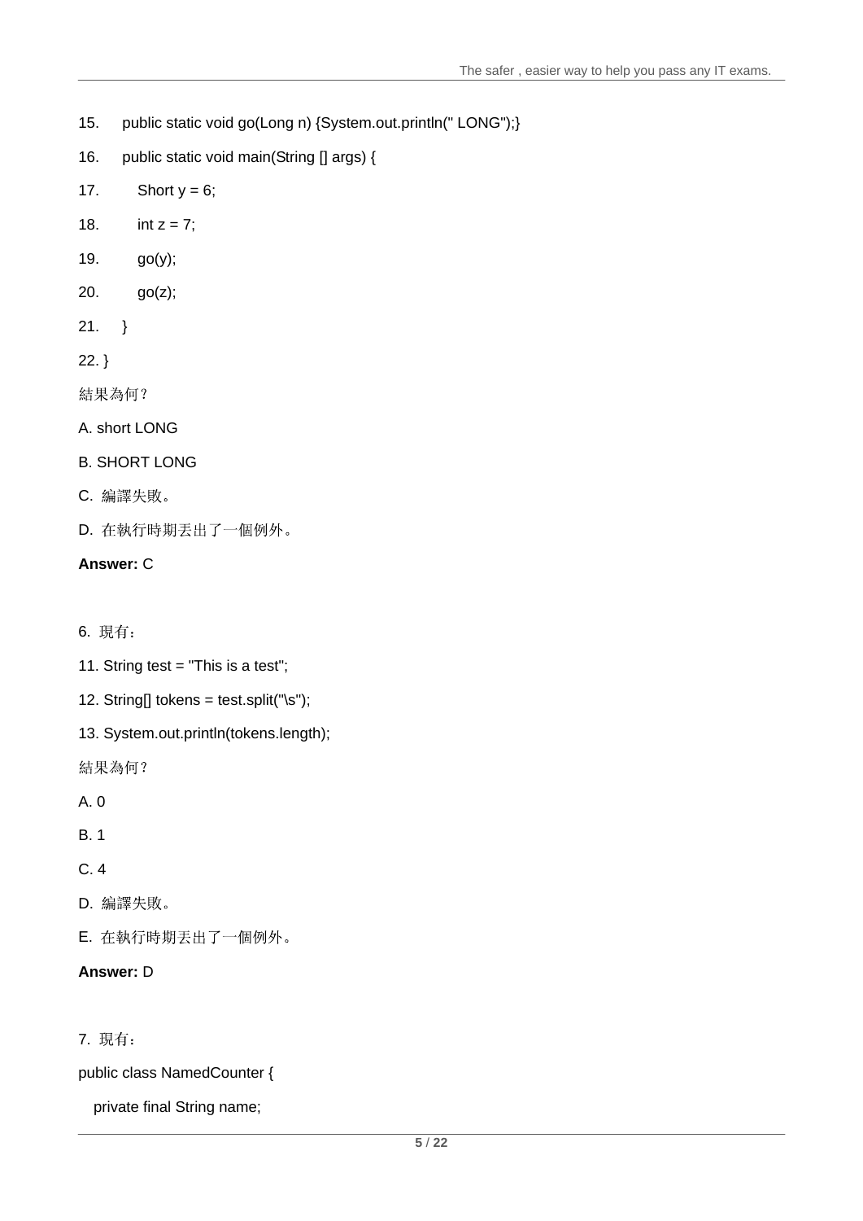```
15.    public static void go(Long n) {System.out.println(" LONG");}
16.    public static void main(String [] args) {
17.       Short y = 6;
18.       int z = 7;
19.       go(y);
20.       go(z);
21.    }
22. }
```

結果為何？

A. short LONG

B. SHORT LONG

C. 編譯失敗。

D. 在執行時期丟出了一個例外。

**Answer:** C

6. 現有：

```
11. String test = "This is a test";
12. String[] tokens = test.split("\s");
13. System.out.println(tokens.length);
```

結果為何？

A. 0

B. 1

C. 4

D. 編譯失敗。

E. 在執行時期丟出了一個例外。

**Answer:** D

7. 現有：

```
public class NamedCounter {
   private final String name;
```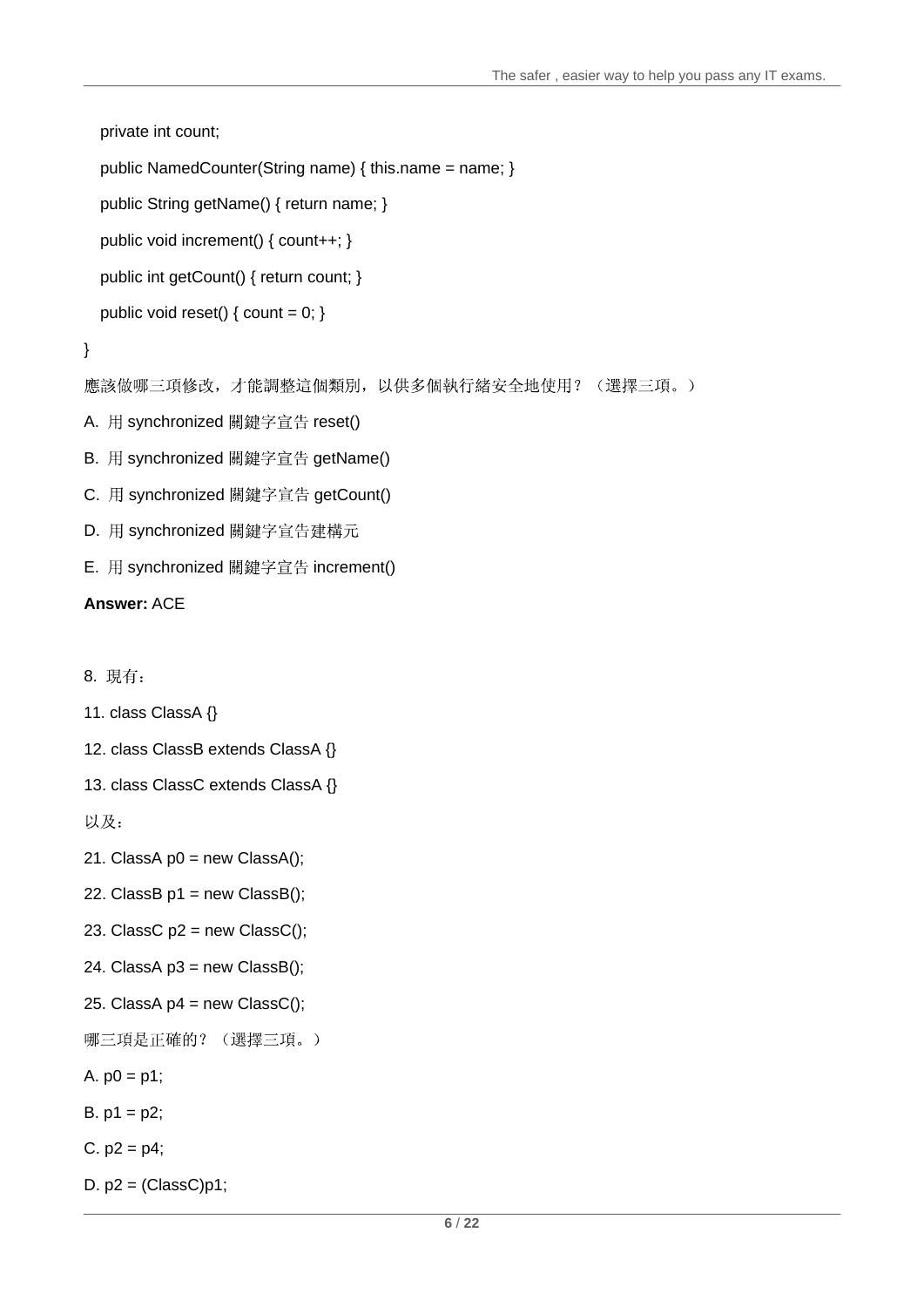```
    private int count;
    public NamedCounter(String name) { this.name = name; }
    public String getName() { return name; }
    public void increment() { count++; }
    public int getCount() { return count; }
    public void reset() { count = 0; }
}
```

應該做哪三項修改，才能調整這個類別，以供多個執行緒安全地使用？（選擇三項。）

A. 用 synchronized 關鍵字宣告 reset()

B. 用 synchronized 關鍵字宣告 getName()

C. 用 synchronized 關鍵字宣告 getCount()

D. 用 synchronized 關鍵字宣告建構元

E. 用 synchronized 關鍵字宣告 increment()

**Answer:** ACE

8. 現有：

```
11. class ClassA {}
12. class ClassB extends ClassA {}
13. class ClassC extends ClassA {}
```

以及：

```
21. ClassA p0 = new ClassA();
22. ClassB p1 = new ClassB();
23. ClassC p2 = new ClassC();
24. ClassA p3 = new ClassB();
25. ClassA p4 = new ClassC();
```

哪三項是正確的？（選擇三項。）

A. p0 = p1;

B. p1 = p2;

C. p2 = p4;

D. p2 = (ClassC)p1;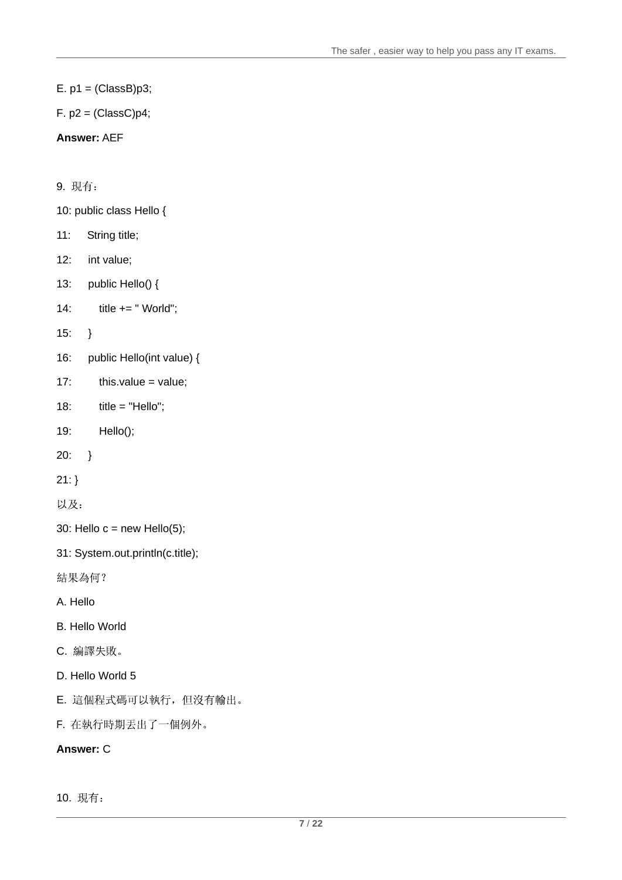E. p1 = (ClassB)p3;

F. p2 = (ClassC)p4;

**Answer:** AEF

9. 現有：

```
10: public class Hello {
11:     String title;
12:     int value;
13:     public Hello() {
14:         title += " World";
15:     }
16:     public Hello(int value) {
17:         this.value = value;
18:         title = "Hello";
19:         Hello();
20:     }
21: }
```

以及：

```
30: Hello c = new Hello(5);
31: System.out.println(c.title);
```

結果為何？

A. Hello

B. Hello World

C. 編譯失敗。

D. Hello World 5

E. 這個程式碼可以執行，但沒有輸出。

F. 在執行時期丟出了一個例外。

**Answer:** C

10. 現有：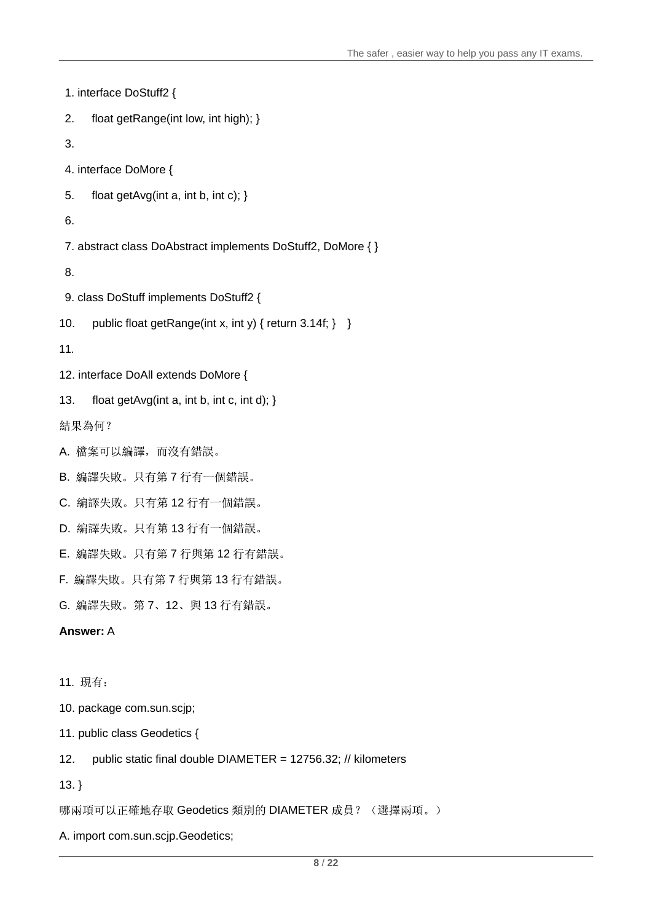```
 1. interface DoStuff2 {
 2.     float getRange(int low, int high); }
 3.
 4. interface DoMore {
 5.     float getAvg(int a, int b, int c); }
 6.
 7. abstract class DoAbstract implements DoStuff2, DoMore { }
 8.
 9. class DoStuff implements DoStuff2 {
10.     public float getRange(int x, int y) { return 3.14f; }   }
11.
12. interface DoAll extends DoMore {
13.     float getAvg(int a, int b, int c, int d); }
```

結果為何?

A. 檔案可以編譯，而沒有錯誤。

B. 編譯失敗。只有第 7 行有一個錯誤。

C. 編譯失敗。只有第 12 行有一個錯誤。

D. 編譯失敗。只有第 13 行有一個錯誤。

E. 編譯失敗。只有第 7 行與第 12 行有錯誤。

F. 編譯失敗。只有第 7 行與第 13 行有錯誤。

G. 編譯失敗。第 7、12、與 13 行有錯誤。

**Answer:** A

11. 現有：

```
10. package com.sun.scjp;
11. public class Geodetics {
12.     public static final double DIAMETER = 12756.32; // kilometers
13. }
```

哪兩項可以正確地存取 Geodetics 類別的 DIAMETER 成員？（選擇兩項。）

A. import com.sun.scjp.Geodetics;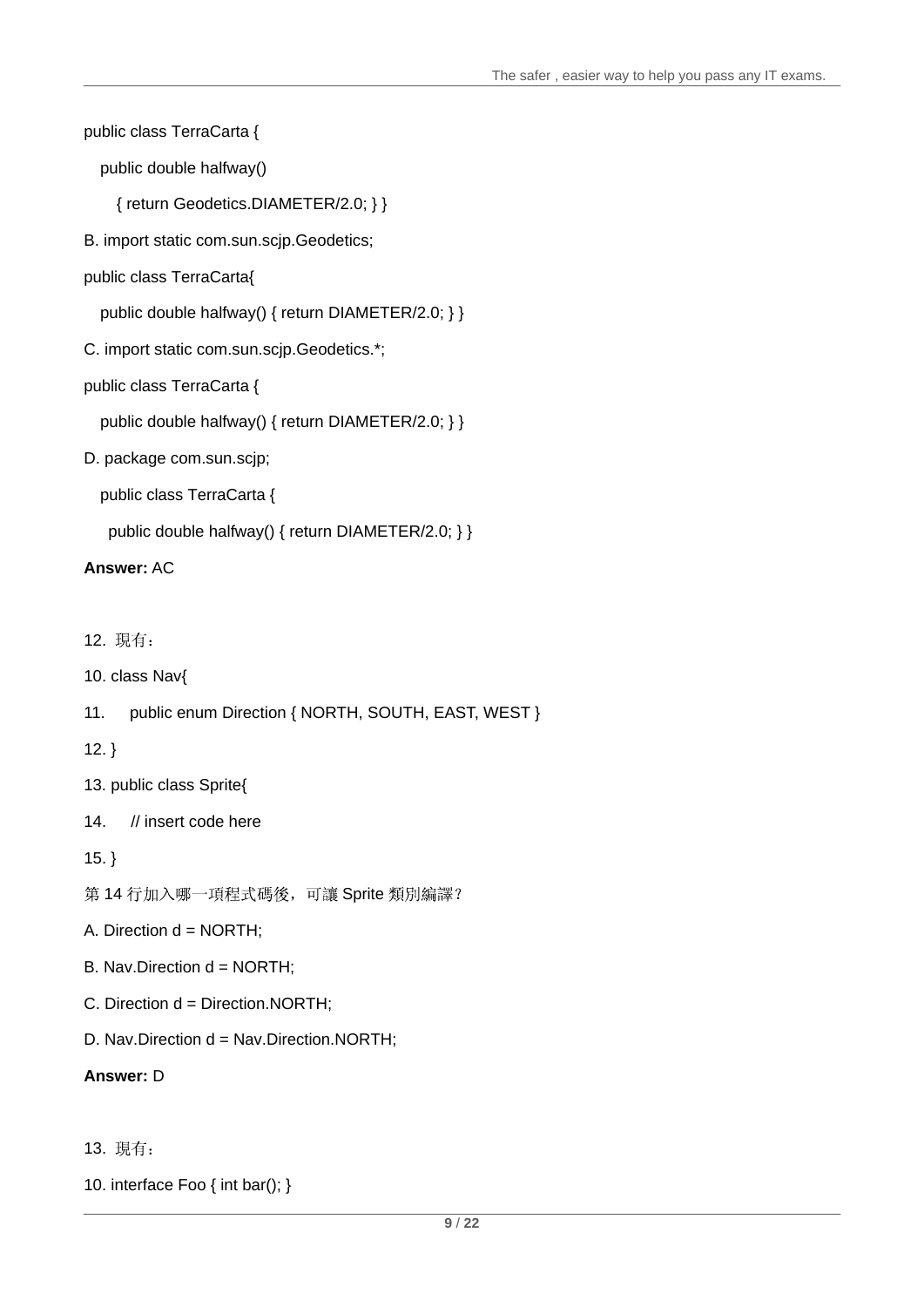```
public class TerraCarta {
  public double halfway()
    { return Geodetics.DIAMETER/2.0; } }
```

B. import static com.sun.scjp.Geodetics;

```
public class TerraCarta{
  public double halfway() { return DIAMETER/2.0; } }
```

C. import static com.sun.scjp.Geodetics.*;

```
public class TerraCarta {
  public double halfway() { return DIAMETER/2.0; } }
```

D. package com.sun.scjp;

```
  public class TerraCarta {
    public double halfway() { return DIAMETER/2.0; } }
```

**Answer:** AC

12. 現有：

```
10. class Nav{
11.     public enum Direction { NORTH, SOUTH, EAST, WEST }
12. }
13. public class Sprite{
14.     // insert code here
15. }
```

第 14 行加入哪一項程式碼後，可讓 Sprite 類別編譯?

A. Direction d = NORTH;

B. Nav.Direction d = NORTH;

C. Direction d = Direction.NORTH;

D. Nav.Direction d = Nav.Direction.NORTH;

**Answer:** D

13. 現有：

```
10. interface Foo { int bar(); }
```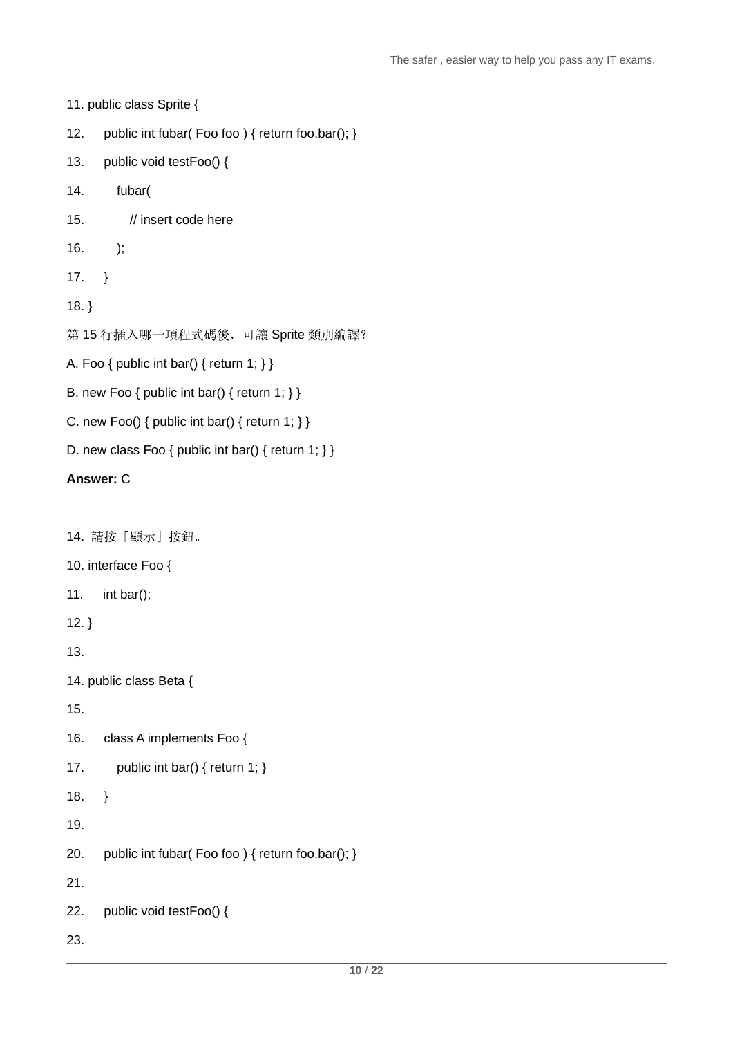```
11. public class Sprite {
12.     public int fubar( Foo foo ) { return foo.bar(); }
13.     public void testFoo() {
14.        fubar(
15.           // insert code here
16.        );
17.     }
18. }
```

第 15 行插入哪一項程式碼後，可讓 Sprite 類別編譯?

A. Foo { public int bar() { return 1; } }

B. new Foo { public int bar() { return 1; } }

C. new Foo() { public int bar() { return 1; } }

D. new class Foo { public int bar() { return 1; } }

**Answer:** C

14. 請按「顯示」按鈕。

```
10. interface Foo {
11.     int bar();
12. }
13.
14. public class Beta {
15.
16.     class A implements Foo {
17.        public int bar() { return 1; }
18.     }
19.
20.     public int fubar( Foo foo ) { return foo.bar(); }
21.
22.     public void testFoo() {
23.
```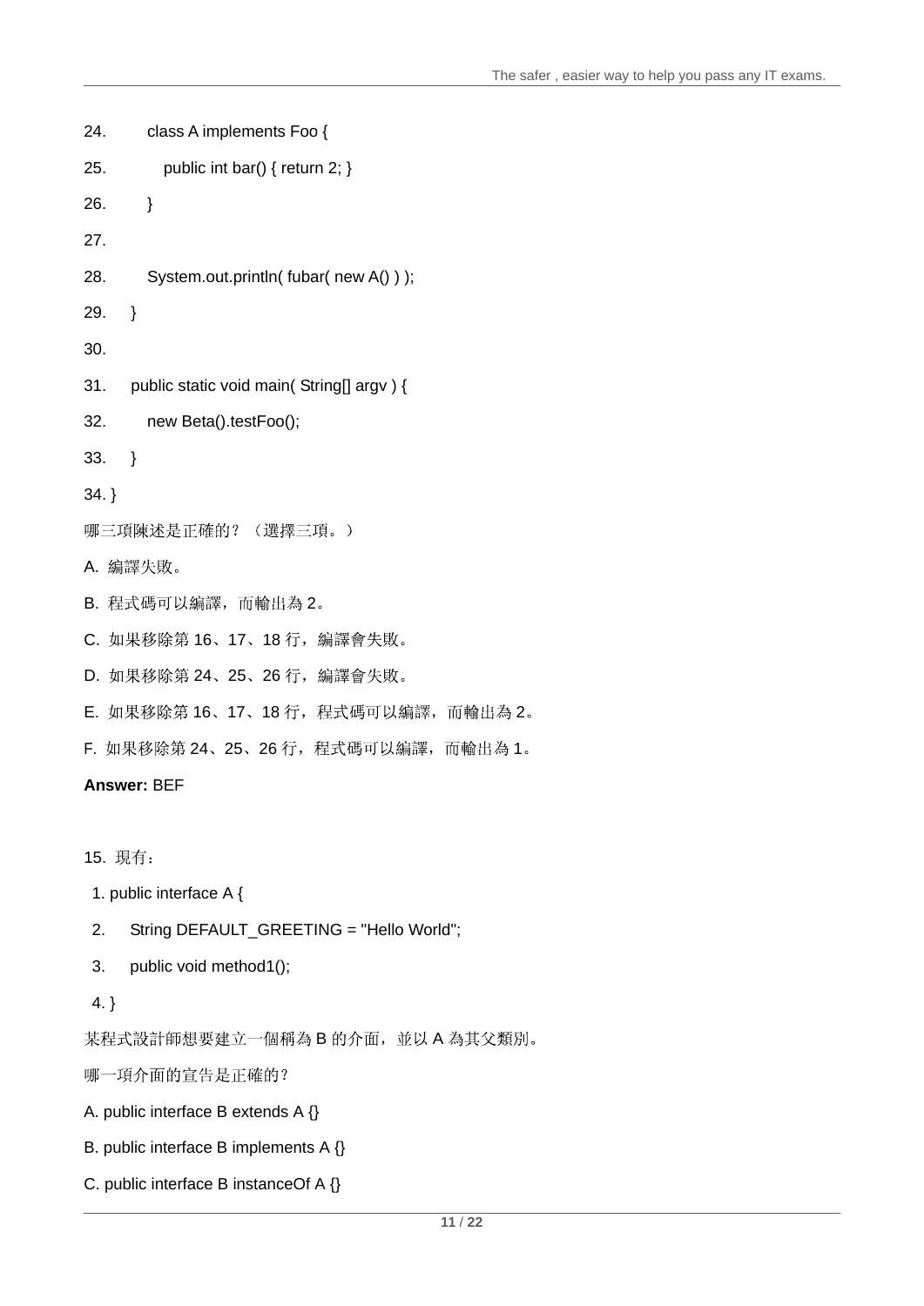```
24.        class A implements Foo {
25.           public int bar() { return 2; }
26.        }
27.
28.        System.out.println( fubar( new A() ) );
29.     }
30.
31.     public static void main( String[] argv ) {
32.        new Beta().testFoo();
33.     }
34. }
```

哪三項陳述是正確的？（選擇三項。）

A. 編譯失敗。

B. 程式碼可以編譯，而輸出為 2。

C. 如果移除第 16、17、18 行，編譯會失敗。

D. 如果移除第 24、25、26 行，編譯會失敗。

E. 如果移除第 16、17、18 行，程式碼可以編譯，而輸出為 2。

F. 如果移除第 24、25、26 行，程式碼可以編譯，而輸出為 1。

**Answer:** BEF

15. 現有：

```
1. public interface A {
2.     String DEFAULT_GREETING = "Hello World";
3.     public void method1();
4. }
```

某程式設計師想要建立一個稱為 B 的介面，並以 A 為其父類別。

哪一項介面的宣告是正確的？

A. public interface B extends A {}

B. public interface B implements A {}

C. public interface B instanceOf A {}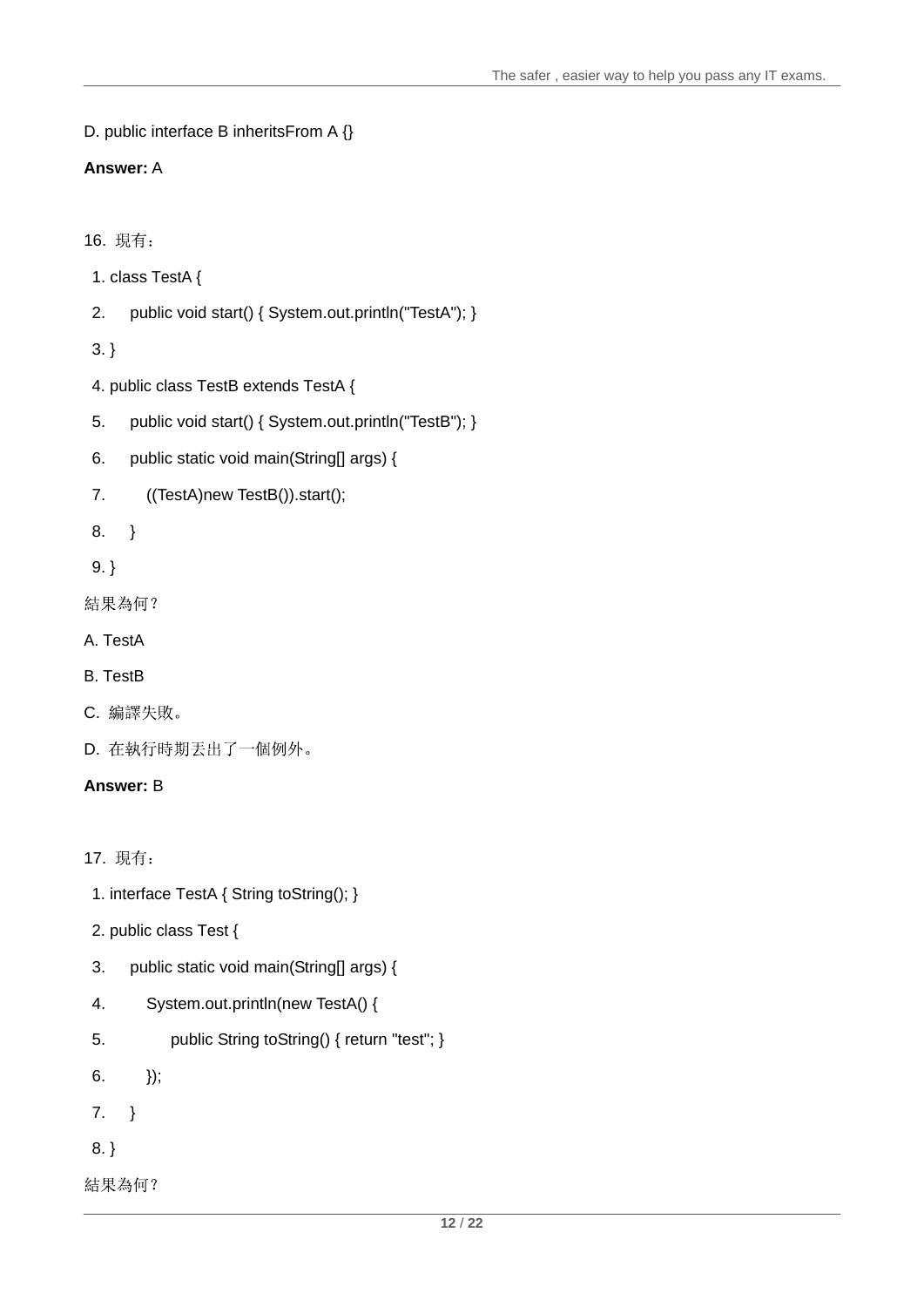D. public interface B inheritsFrom A {}

**Answer:** A

16. 現有：

```
 1. class TestA {
 2.     public void start() { System.out.println("TestA"); }
 3. }
 4. public class TestB extends TestA {
 5.     public void start() { System.out.println("TestB"); }
 6.     public static void main(String[] args) {
 7.        ((TestA)new TestB()).start();
 8.     }
 9. }
```

結果為何?

A. TestA

B. TestB

C. 編譯失敗。

D. 在執行時期丟出了一個例外。

**Answer:** B

17. 現有：

```
 1. interface TestA { String toString(); }
 2. public class Test {
 3.     public static void main(String[] args) {
 4.        System.out.println(new TestA() {
 5.            public String toString() { return "test"; }
 6.        });
 7.     }
 8. }
```

結果為何?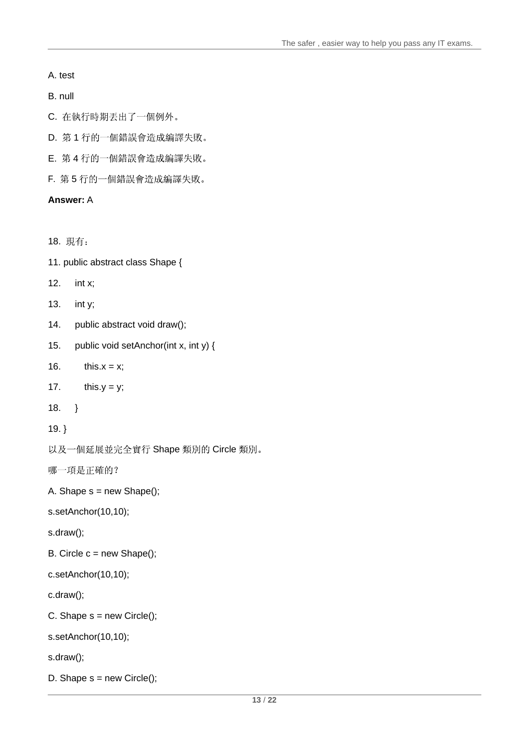A. test

B. null

C. 在執行時期丟出了一個例外。

D. 第 1 行的一個錯誤會造成編譯失敗。

E. 第 4 行的一個錯誤會造成編譯失敗。

F. 第 5 行的一個錯誤會造成編譯失敗。

**Answer:** A

18. 現有：

```
11. public abstract class Shape {
12.     int x;
13.     int y;
14.     public abstract void draw();
15.     public void setAnchor(int x, int y) {
16.         this.x = x;
17.         this.y = y;
18.     }
19. }
```

以及一個延展並完全實行 Shape 類別的 Circle 類別。

哪一項是正確的?

A. Shape s = new Shape();

s.setAnchor(10,10);

s.draw();

B. Circle c = new Shape();

c.setAnchor(10,10);

c.draw();

C. Shape s = new Circle();

s.setAnchor(10,10);

s.draw();

D. Shape s = new Circle();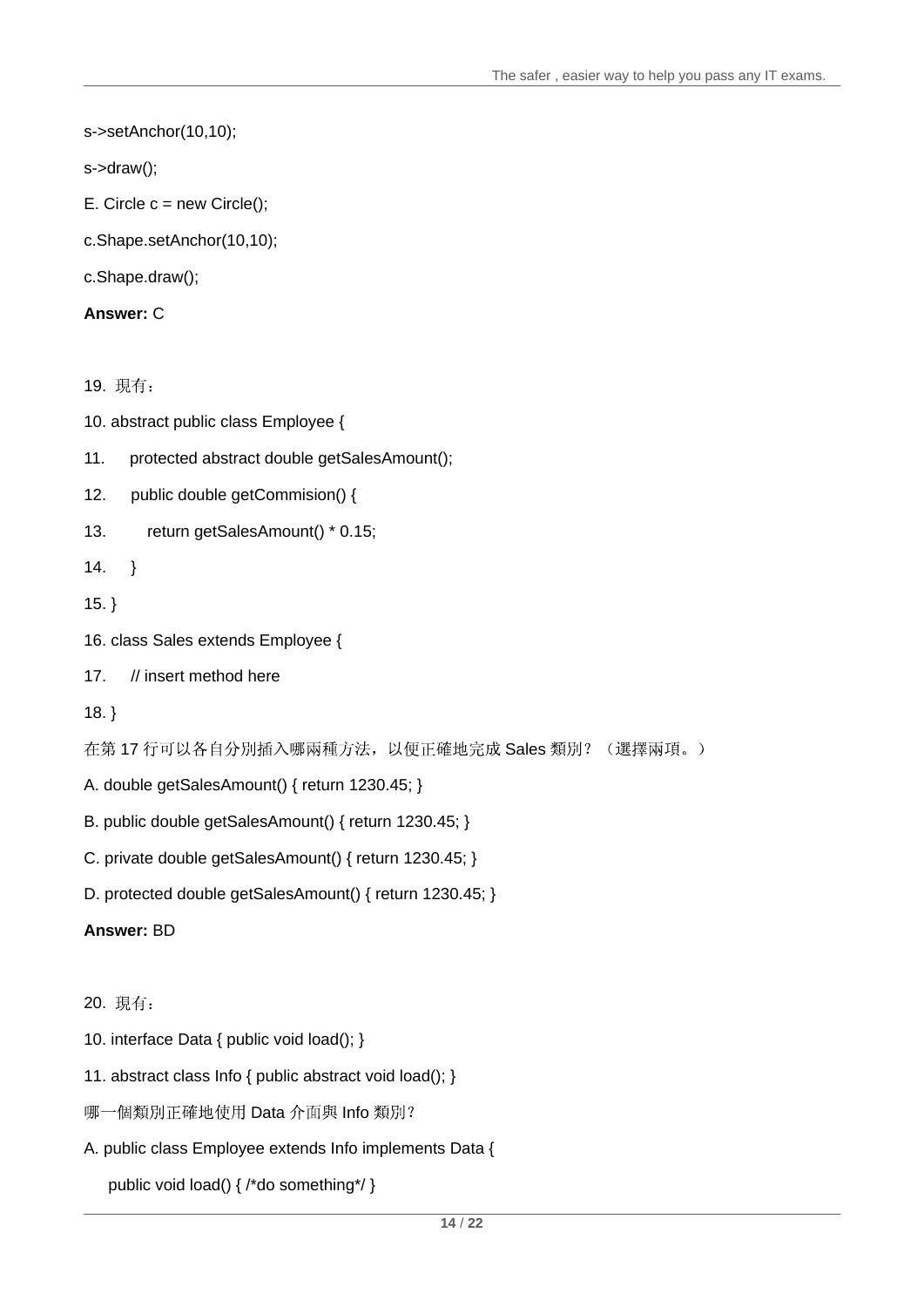s->setAnchor(10,10);

s->draw();

E. Circle c = new Circle();

c.Shape.setAnchor(10,10);

c.Shape.draw();

**Answer:** C

19. 現有：

```
10. abstract public class Employee {
11.     protected abstract double getSalesAmount();
12.     public double getCommision() {
13.         return getSalesAmount() * 0.15;
14.     }
15. }
16. class Sales extends Employee {
17.     // insert method here
18. }
```

在第 17 行可以各自分別插入哪兩種方法，以便正確地完成 Sales 類別？（選擇兩項。）

A. double getSalesAmount() { return 1230.45; }

B. public double getSalesAmount() { return 1230.45; }

C. private double getSalesAmount() { return 1230.45; }

D. protected double getSalesAmount() { return 1230.45; }

**Answer:** BD

20. 現有：

```
10. interface Data { public void load(); }
11. abstract class Info { public abstract void load(); }
```

哪一個類別正確地使用 Data 介面與 Info 類別？

A. public class Employee extends Info implements Data {

public void load() { /*do something*/ }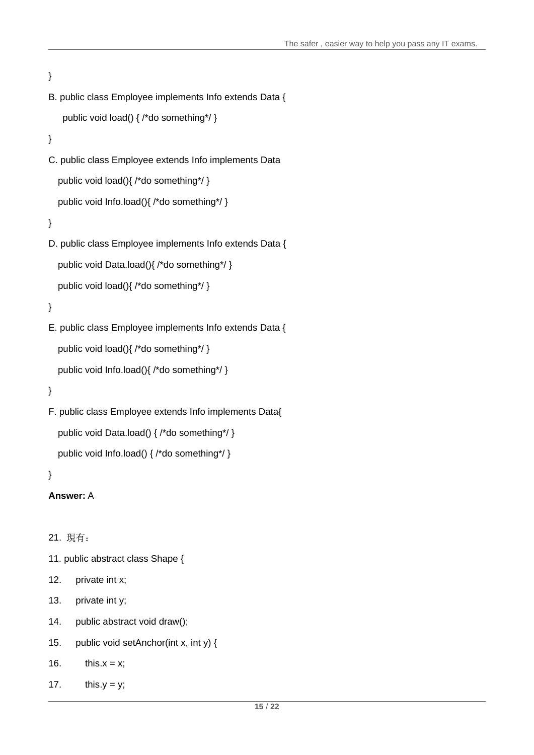```
}
```

B. public class Employee implements Info extends Data {

```
    public void load() { /*do something*/ }
}
```

C. public class Employee extends Info implements Data

```
    public void load(){ /*do something*/ }
    public void Info.load(){ /*do something*/ }
}
```

D. public class Employee implements Info extends Data {

```
    public void Data.load(){ /*do something*/ }
    public void load(){ /*do something*/ }
}
```

E. public class Employee implements Info extends Data {

```
    public void load(){ /*do something*/ }
    public void Info.load(){ /*do something*/ }
}
```

F. public class Employee extends Info implements Data{

```
    public void Data.load() { /*do something*/ }
    public void Info.load() { /*do something*/ }
}
```

**Answer:** A

21. 現有：

```
11. public abstract class Shape {
12.     private int x;
13.     private int y;
14.     public abstract void draw();
15.     public void setAnchor(int x, int y) {
16.         this.x = x;
17.         this.y = y;
```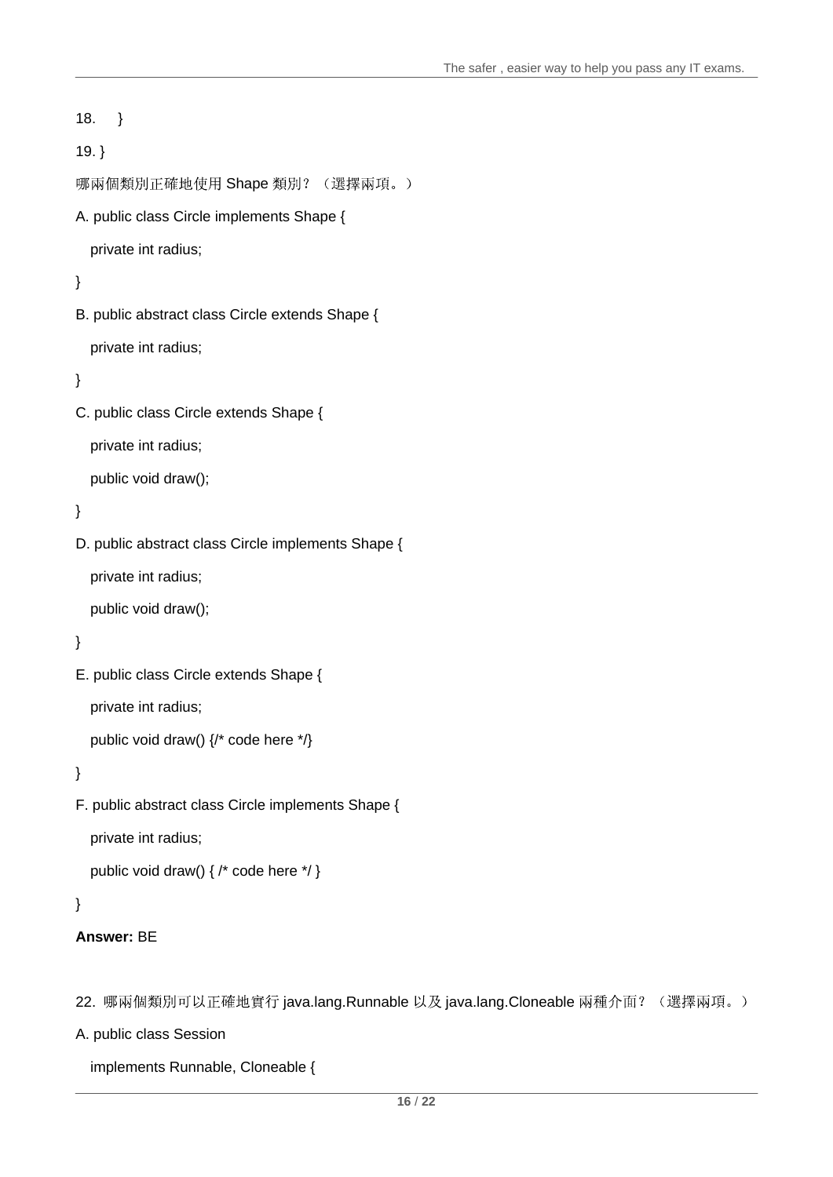18. }

19. }

哪兩個類別正確地使用 Shape 類別？（選擇兩項。）

A. public class Circle implements Shape {

private int radius;

}

B. public abstract class Circle extends Shape {

private int radius;

}

C. public class Circle extends Shape {

private int radius;

public void draw();

}

D. public abstract class Circle implements Shape {

private int radius;

public void draw();

}

E. public class Circle extends Shape {

private int radius;

public void draw() {/* code here */}

}

F. public abstract class Circle implements Shape {

private int radius;

public void draw() { /* code here */ }

}

**Answer:** BE

22. 哪兩個類別可以正確地實行 java.lang.Runnable 以及 java.lang.Cloneable 兩種介面？（選擇兩項。）

A. public class Session

implements Runnable, Cloneable {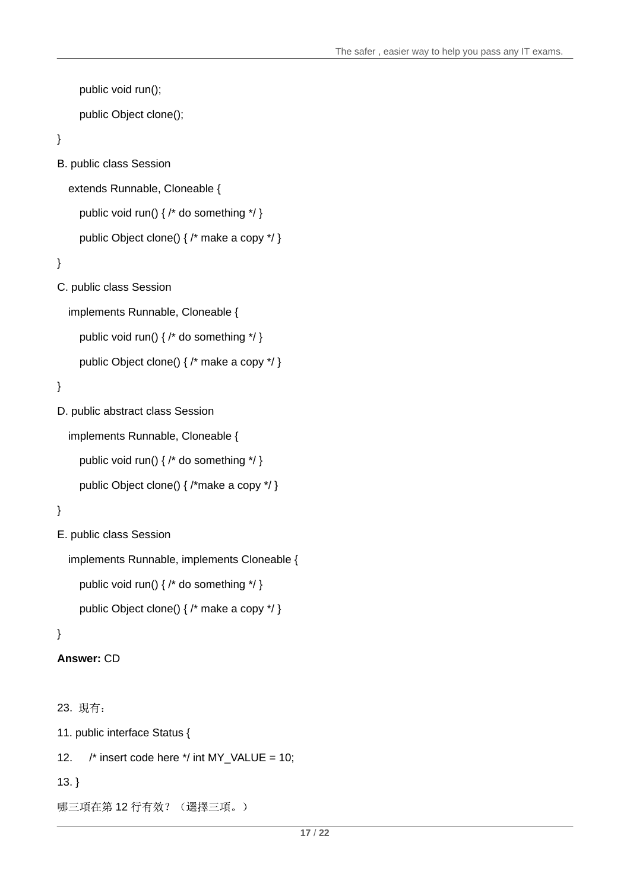```
    public void run();
    public Object clone();
}
```

B. public class Session

```
  extends Runnable, Cloneable {
    public void run() { /* do something */ }
    public Object clone() { /* make a copy */ }
}
```

C. public class Session

```
  implements Runnable, Cloneable {
    public void run() { /* do something */ }
    public Object clone() { /* make a copy */ }
}
```

D. public abstract class Session

```
  implements Runnable, Cloneable {
    public void run() { /* do something */ }
    public Object clone() { /*make a copy */ }
}
```

E. public class Session

```
  implements Runnable, implements Cloneable {
    public void run() { /* do something */ }
    public Object clone() { /* make a copy */ }
}
```

**Answer:** CD

23. 現有：

```
11. public interface Status {
12.     /* insert code here */ int MY_VALUE = 10;
13. }
```

哪三項在第 12 行有效？（選擇三項。）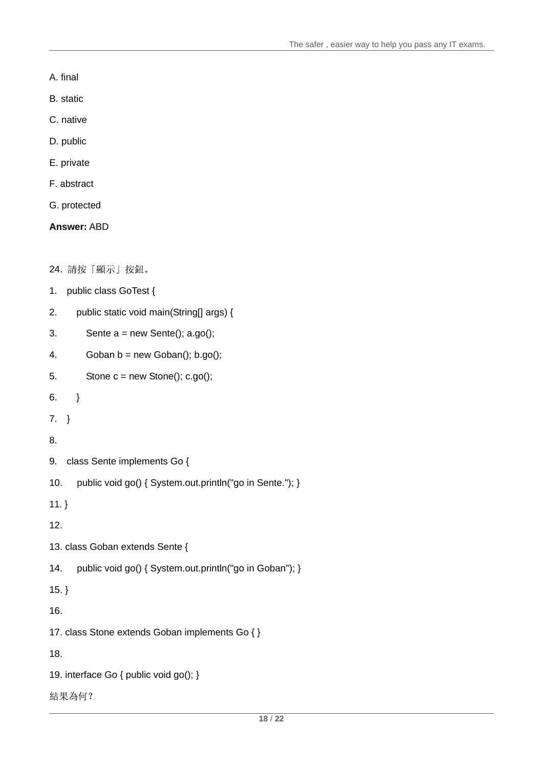A. final

B. static

C. native

D. public

E. private

F. abstract

G. protected

**Answer:** ABD

24. 請按「顯示」按鈕。

```
1.  public class GoTest {
2.     public static void main(String[] args) {
3.        Sente a = new Sente(); a.go();
4.        Goban b = new Goban(); b.go();
5.        Stone c = new Stone(); c.go();
6.     }
7.  }
8.
9.  class Sente implements Go {
10.    public void go() { System.out.println("go in Sente."); }
11. }
12.
13. class Goban extends Sente {
14.    public void go() { System.out.println("go in Goban"); }
15. }
16.
17. class Stone extends Goban implements Go { }
18.
19. interface Go { public void go(); }
```

結果為何？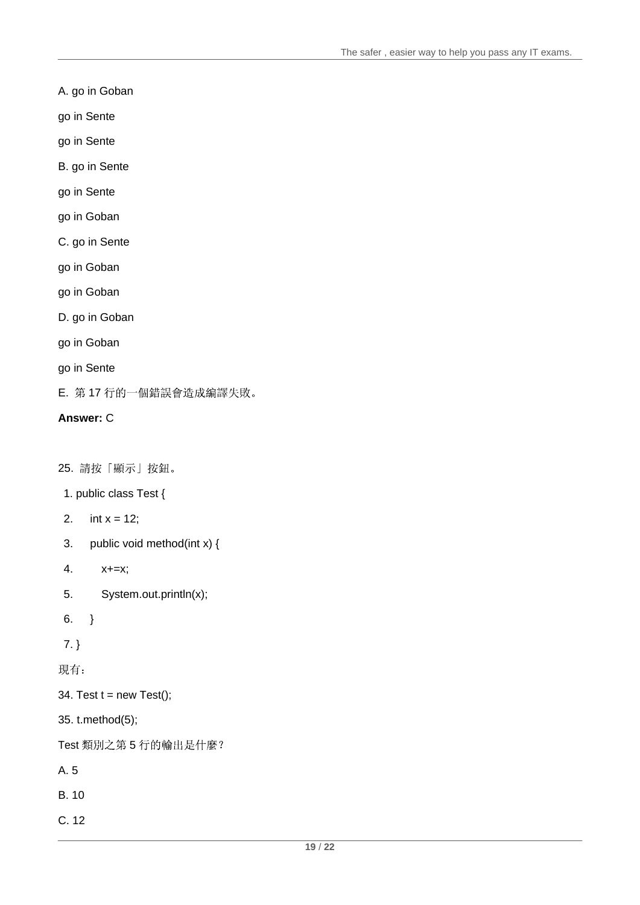A. go in Goban

go in Sente

go in Sente

B. go in Sente

go in Sente

go in Goban

C. go in Sente

go in Goban

go in Goban

D. go in Goban

go in Goban

go in Sente

E. 第 17 行的一個錯誤會造成編譯失敗。

**Answer:** C

25. 請按「顯示」按鈕。

```
 1. public class Test {
 2.     int x = 12;
 3.     public void method(int x) {
 4.         x+=x;
 5.         System.out.println(x);
 6.     }
 7. }
```

現有：

```
34. Test t = new Test();
35. t.method(5);
```

Test 類別之第 5 行的輸出是什麼？

A. 5

B. 10

C. 12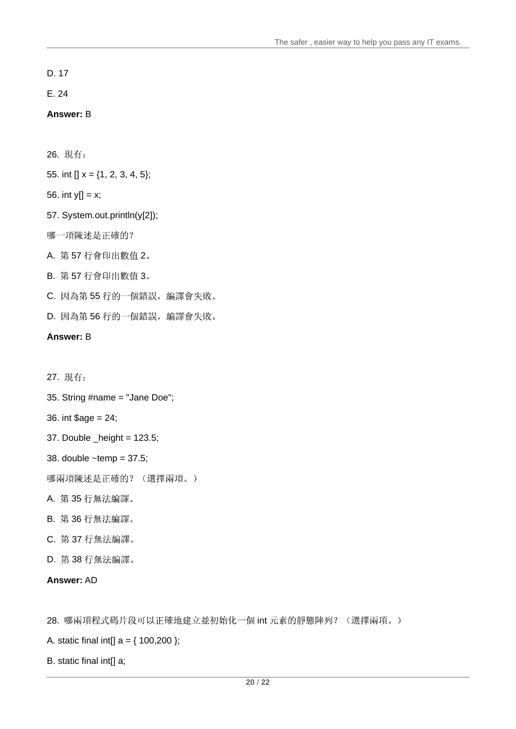D. 17

E. 24

**Answer:** B

26. 現有：

55. int [] x = {1, 2, 3, 4, 5};

56. int y[] = x;

57. System.out.println(y[2]);

哪一項陳述是正確的？

A. 第 57 行會印出數值 2。

B. 第 57 行會印出數值 3。

C. 因為第 55 行的一個錯誤，編譯會失敗。

D. 因為第 56 行的一個錯誤，編譯會失敗。

**Answer:** B

27. 現有：

35. String #name = "Jane Doe";

36. int $age = 24;

37. Double _height = 123.5;

38. double ~temp = 37.5;

哪兩項陳述是正確的？（選擇兩項。）

A. 第 35 行無法編譯。

B. 第 36 行無法編譯。

C. 第 37 行無法編譯。

D. 第 38 行無法編譯。

**Answer:** AD

28. 哪兩項程式碼片段可以正確地建立並初始化一個 int 元素的靜態陣列？（選擇兩項。）

A. static final int[] a = { 100,200 };

B. static final int[] a;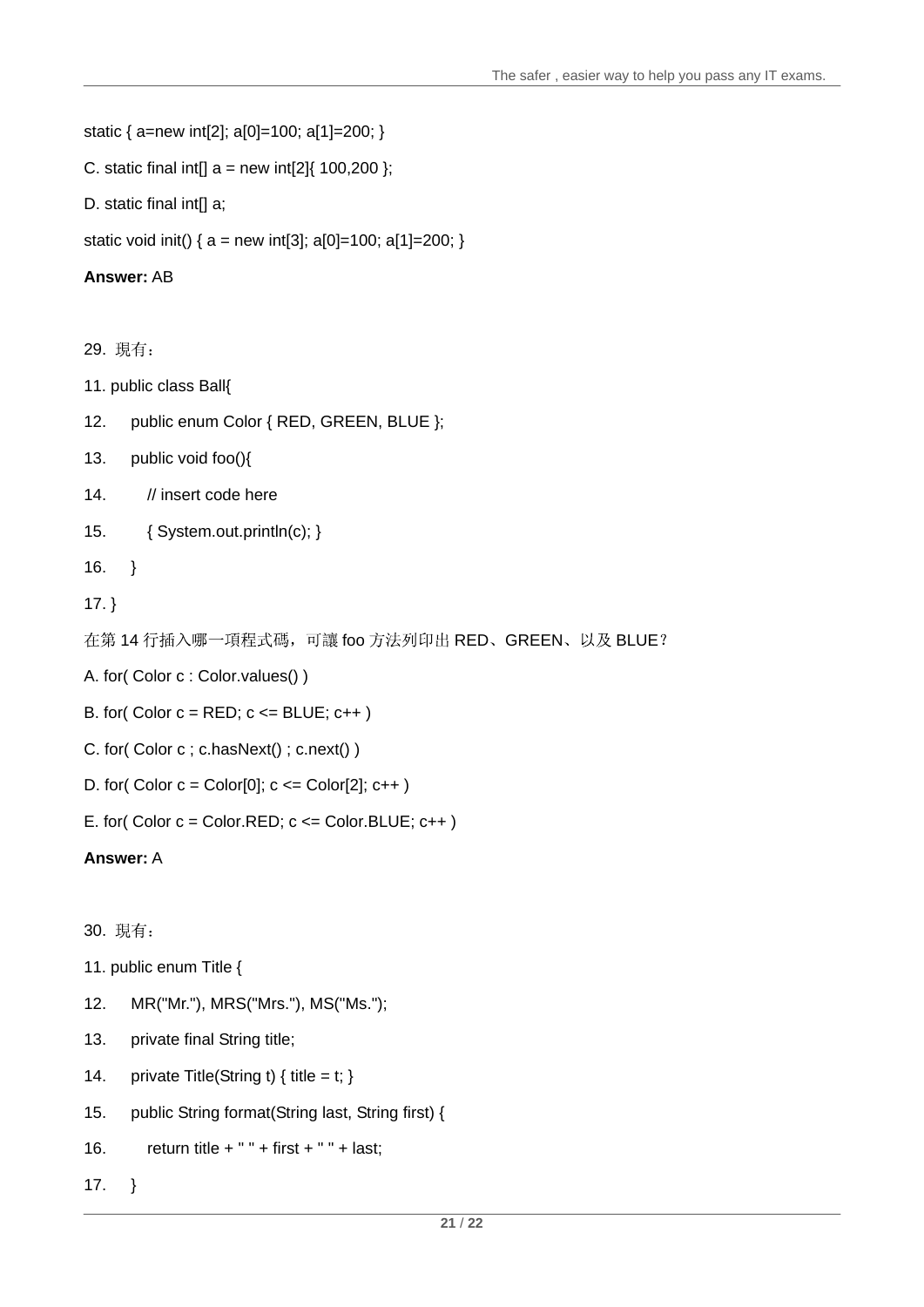static { a=new int[2]; a[0]=100; a[1]=200; }

C. static final int[] a = new int[2]{ 100,200 };

D. static final int[] a;

static void init() { a = new int[3]; a[0]=100; a[1]=200; }

**Answer:** AB

29. 現有：

```
11. public class Ball{
12.     public enum Color { RED, GREEN, BLUE };
13.     public void foo(){
14.         // insert code here
15.         { System.out.println(c); }
16.     }
17. }
```

在第 14 行插入哪一項程式碼，可讓 foo 方法列印出 RED、GREEN、以及 BLUE？

A. for( Color c : Color.values() )

B. for( Color c = RED; c <= BLUE; c++ )

C. for( Color c ; c.hasNext() ; c.next() )

D. for( Color c = Color[0]; c <= Color[2]; c++ )

E. for( Color c = Color.RED; c <= Color.BLUE; c++ )

**Answer:** A

30. 現有：

```
11. public enum Title {
12.     MR("Mr."), MRS("Mrs."), MS("Ms.");
13.     private final String title;
14.     private Title(String t) { title = t; }
15.     public String format(String last, String first) {
16.         return title + " " + first + " " + last;
17.     }
```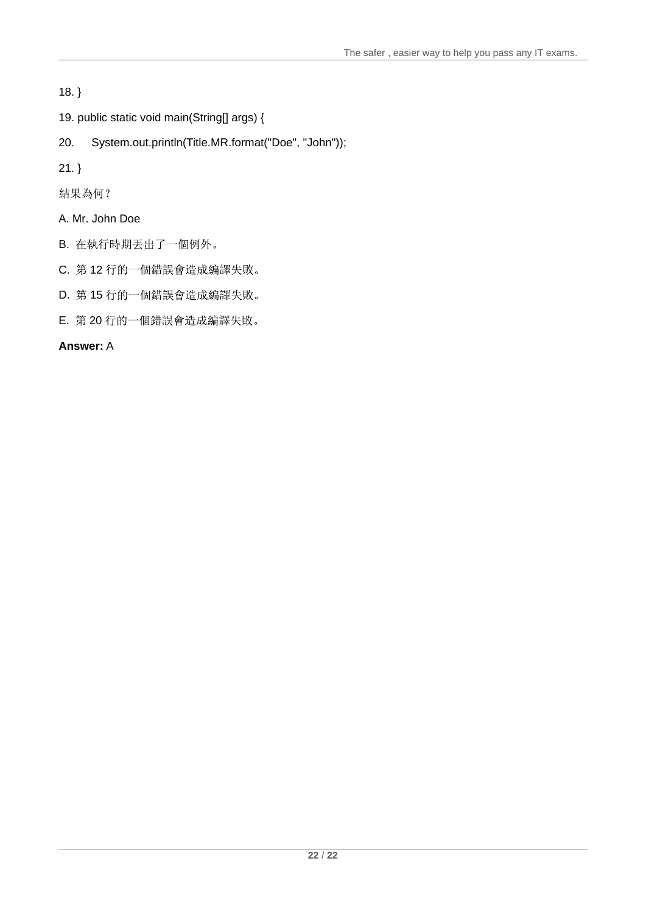18. }

19. public static void main(String[] args) {

20.     System.out.println(Title.MR.format("Doe", "John"));

21. }

結果為何?

A. Mr. John Doe

B. 在執行時期丟出了一個例外。

C. 第 12 行的一個錯誤會造成編譯失敗。

D. 第 15 行的一個錯誤會造成編譯失敗。

E. 第 20 行的一個錯誤會造成編譯失敗。

**Answer:** A